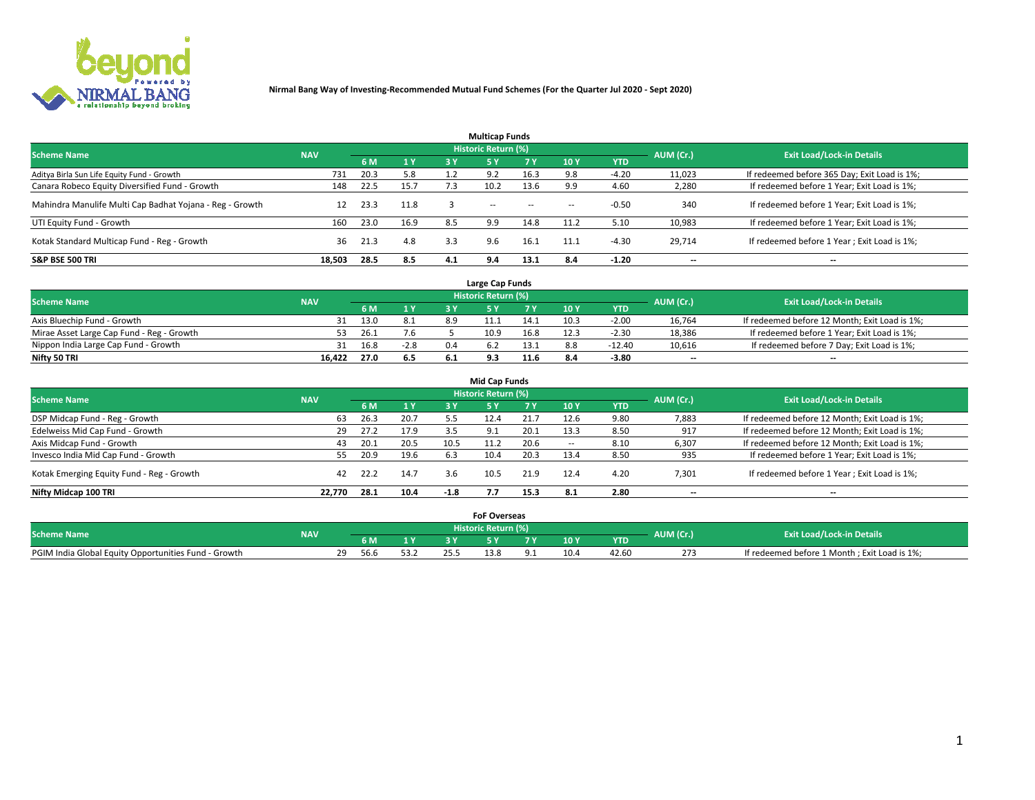**Nirmal Bang Way of Investing-Recommended Mutual Fund Schemes (For the Quarter Jul 2020 - Sept 2020)**

### Multicap Funds

| Scheme Name | NAV | Historic Return (%) | | | | | | | AUM (Cr.) | Exit Load/Lock-in Details |
|---|---|---|---|---|---|---|---|---|---|---|
| | | 6 M | 1 Y | 3 Y | 5 Y | 7 Y | 10 Y | YTD | | |
| Aditya Birla Sun Life Equity Fund - Growth | 731 | 20.3 | 5.8 | 1.2 | 9.2 | 16.3 | 9.8 | -4.20 | 11,023 | If redeemed before 365 Day; Exit Load is 1%; |
| Canara Robeco Equity Diversified Fund - Growth | 148 | 22.5 | 15.7 | 7.3 | 10.2 | 13.6 | 9.9 | 4.60 | 2,280 | If redeemed before 1 Year; Exit Load is 1%; |
| Mahindra Manulife Multi Cap Badhat Yojana - Reg - Growth | 12 | 23.3 | 11.8 | 3 | -- | -- | -- | -0.50 | 340 | If redeemed before 1 Year; Exit Load is 1%; |
| UTI Equity Fund - Growth | 160 | 23.0 | 16.9 | 8.5 | 9.9 | 14.8 | 11.2 | 5.10 | 10,983 | If redeemed before 1 Year; Exit Load is 1%; |
| Kotak Standard Multicap Fund - Reg - Growth | 36 | 21.3 | 4.8 | 3.3 | 9.6 | 16.1 | 11.1 | -4.30 | 29,714 | If redeemed before 1 Year ; Exit Load is 1%; |
| **S&P BSE 500 TRI** | **18,503** | **28.5** | **8.5** | **4.1** | **9.4** | **13.1** | **8.4** | **-1.20** | -- | -- |

### Large Cap Funds

| Scheme Name | NAV | Historic Return (%) | | | | | | | AUM (Cr.) | Exit Load/Lock-in Details |
|---|---|---|---|---|---|---|---|---|---|---|
| | | 6 M | 1 Y | 3 Y | 5 Y | 7 Y | 10 Y | YTD | | |
| Axis Bluechip Fund - Growth | 31 | 13.0 | 8.1 | 8.9 | 11.1 | 14.1 | 10.3 | -2.00 | 16,764 | If redeemed before 12 Month; Exit Load is 1%; |
| Mirae Asset Large Cap Fund - Reg - Growth | 53 | 26.1 | 7.6 | 5 | 10.9 | 16.8 | 12.3 | -2.30 | 18,386 | If redeemed before 1 Year; Exit Load is 1%; |
| Nippon India Large Cap Fund - Growth | 31 | 16.8 | -2.8 | 0.4 | 6.2 | 13.1 | 8.8 | -12.40 | 10,616 | If redeemed before 7 Day; Exit Load is 1%; |
| **Nifty 50 TRI** | **16,422** | **27.0** | **6.5** | **6.1** | **9.3** | **11.6** | **8.4** | **-3.80** | -- | -- |

### Mid Cap Funds

| Scheme Name | NAV | Historic Return (%) | | | | | | | AUM (Cr.) | Exit Load/Lock-in Details |
|---|---|---|---|---|---|---|---|---|---|---|
| | | 6 M | 1 Y | 3 Y | 5 Y | 7 Y | 10 Y | YTD | | |
| DSP Midcap Fund - Reg - Growth | 63 | 26.3 | 20.7 | 5.5 | 12.4 | 21.7 | 12.6 | 9.80 | 7,883 | If redeemed before 12 Month; Exit Load is 1%; |
| Edelweiss Mid Cap Fund - Growth | 29 | 27.2 | 17.9 | 3.5 | 9.1 | 20.1 | 13.3 | 8.50 | 917 | If redeemed before 12 Month; Exit Load is 1%; |
| Axis Midcap Fund - Growth | 43 | 20.1 | 20.5 | 10.5 | 11.2 | 20.6 | -- | 8.10 | 6,307 | If redeemed before 12 Month; Exit Load is 1%; |
| Invesco India Mid Cap Fund - Growth | 55 | 20.9 | 19.6 | 6.3 | 10.4 | 20.3 | 13.4 | 8.50 | 935 | If redeemed before 1 Year; Exit Load is 1%; |
| Kotak Emerging Equity Fund - Reg - Growth | 42 | 22.2 | 14.7 | 3.6 | 10.5 | 21.9 | 12.4 | 4.20 | 7,301 | If redeemed before 1 Year ; Exit Load is 1%; |
| **Nifty Midcap 100 TRI** | **22,770** | **28.1** | **10.4** | **-1.8** | **7.7** | **15.3** | **8.1** | **2.80** | -- | -- |

### FoF Overseas

| Scheme Name | NAV | Historic Return (%) | | | | | | | AUM (Cr.) | Exit Load/Lock-in Details |
|---|---|---|---|---|---|---|---|---|---|---|
| | | 6 M | 1 Y | 3 Y | 5 Y | 7 Y | 10 Y | YTD | | |
| PGIM India Global Equity Opportunities Fund - Growth | 29 | 56.6 | 53.2 | 25.5 | 13.8 | 9.1 | 10.4 | 42.60 | 273 | If redeemed before 1 Month ; Exit Load is 1%; |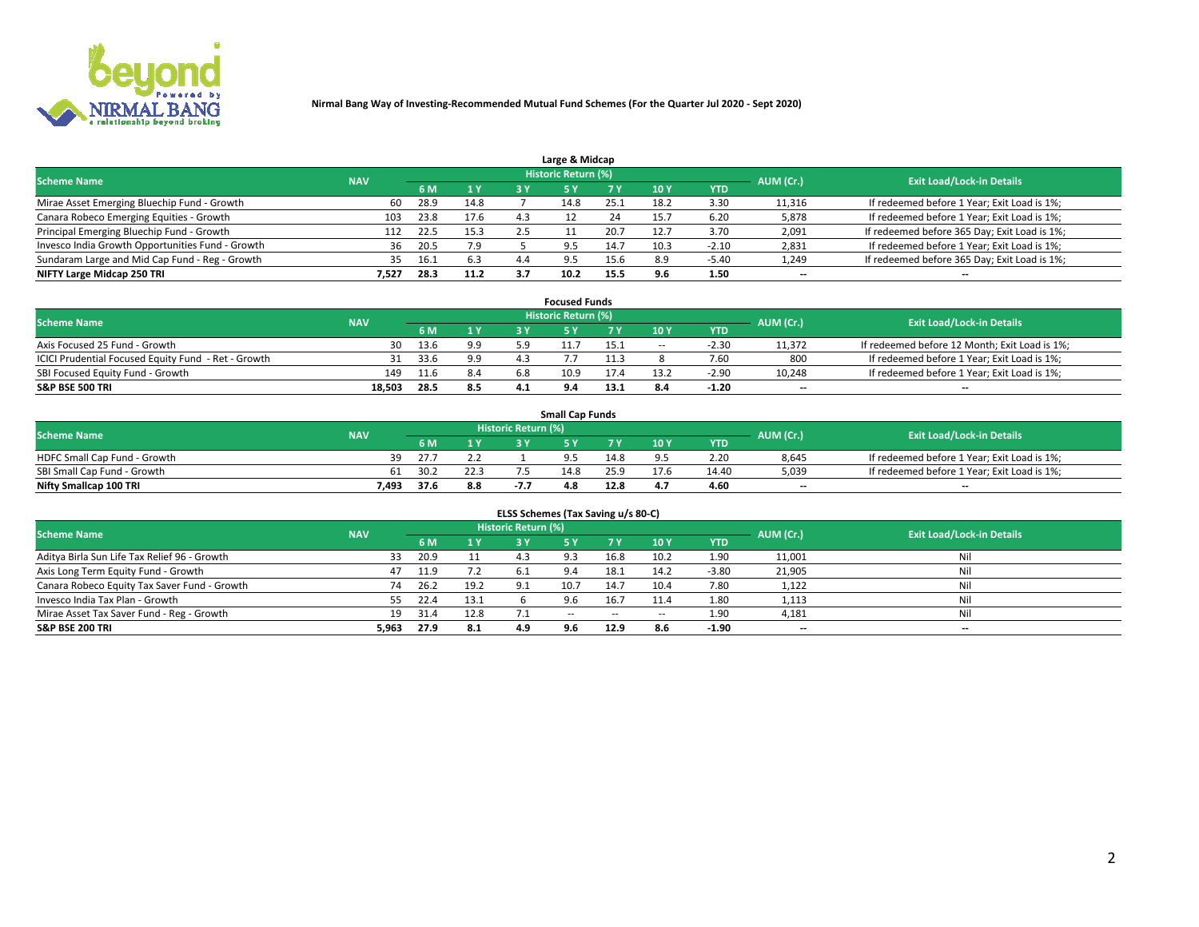**Nirmal Bang Way of Investing-Recommended Mutual Fund Schemes (For the Quarter Jul 2020 - Sept 2020)**

## Large & Midcap

| Scheme Name | NAV | Historic Return (%) | | | | | | | AUM (Cr.) | Exit Load/Lock-in Details |
|---|---|---|---|---|---|---|---|---|---|---|
| | | 6 M | 1 Y | 3 Y | 5 Y | 7 Y | 10 Y | YTD | | |
| Mirae Asset Emerging Bluechip Fund - Growth | 60 | 28.9 | 14.8 | 7 | 14.8 | 25.1 | 18.2 | 3.30 | 11,316 | If redeemed before 1 Year; Exit Load is 1%; |
| Canara Robeco Emerging Equities - Growth | 103 | 23.8 | 17.6 | 4.3 | 12 | 24 | 15.7 | 6.20 | 5,878 | If redeemed before 1 Year; Exit Load is 1%; |
| Principal Emerging Bluechip Fund - Growth | 112 | 22.5 | 15.3 | 2.5 | 11 | 20.7 | 12.7 | 3.70 | 2,091 | If redeemed before 365 Day; Exit Load is 1%; |
| Invesco India Growth Opportunities Fund - Growth | 36 | 20.5 | 7.9 | 5 | 9.5 | 14.7 | 10.3 | -2.10 | 2,831 | If redeemed before 1 Year; Exit Load is 1%; |
| Sundaram Large and Mid Cap Fund - Reg - Growth | 35 | 16.1 | 6.3 | 4.4 | 9.5 | 15.6 | 8.9 | -5.40 | 1,249 | If redeemed before 365 Day; Exit Load is 1%; |
| **NIFTY Large Midcap 250 TRI** | **7,527** | **28.3** | **11.2** | **3.7** | **10.2** | **15.5** | **9.6** | **1.50** | -- | -- |

## Focused Funds

| Scheme Name | NAV | Historic Return (%) | | | | | | | AUM (Cr.) | Exit Load/Lock-in Details |
|---|---|---|---|---|---|---|---|---|---|---|
| | | 6 M | 1 Y | 3 Y | 5 Y | 7 Y | 10 Y | YTD | | |
| Axis Focused 25 Fund - Growth | 30 | 13.6 | 9.9 | 5.9 | 11.7 | 15.1 | -- | -2.30 | 11,372 | If redeemed before 12 Month; Exit Load is 1%; |
| ICICI Prudential Focused Equity Fund - Ret - Growth | 31 | 33.6 | 9.9 | 4.3 | 7.7 | 11.3 | 8 | 7.60 | 800 | If redeemed before 1 Year; Exit Load is 1%; |
| SBI Focused Equity Fund - Growth | 149 | 11.6 | 8.4 | 6.8 | 10.9 | 17.4 | 13.2 | -2.90 | 10,248 | If redeemed before 1 Year; Exit Load is 1%; |
| **S&P BSE 500 TRI** | **18,503** | **28.5** | **8.5** | **4.1** | **9.4** | **13.1** | **8.4** | **-1.20** | -- | -- |

## Small Cap Funds

| Scheme Name | NAV | Historic Return (%) | | | | | | | AUM (Cr.) | Exit Load/Lock-in Details |
|---|---|---|---|---|---|---|---|---|---|---|
| | | 6 M | 1 Y | 3 Y | 5 Y | 7 Y | 10 Y | YTD | | |
| HDFC Small Cap Fund - Growth | 39 | 27.7 | 2.2 | 1 | 9.5 | 14.8 | 9.5 | 2.20 | 8,645 | If redeemed before 1 Year; Exit Load is 1%; |
| SBI Small Cap Fund - Growth | 61 | 30.2 | 22.3 | 7.5 | 14.8 | 25.9 | 17.6 | 14.40 | 5,039 | If redeemed before 1 Year; Exit Load is 1%; |
| **Nifty Smallcap 100 TRI** | **7,493** | **37.6** | **8.8** | **-7.7** | **4.8** | **12.8** | **4.7** | **4.60** | -- | -- |

## ELSS Schemes (Tax Saving u/s 80-C)

| Scheme Name | NAV | Historic Return (%) | | | | | | | AUM (Cr.) | Exit Load/Lock-in Details |
|---|---|---|---|---|---|---|---|---|---|---|
| | | 6 M | 1 Y | 3 Y | 5 Y | 7 Y | 10 Y | YTD | | |
| Aditya Birla Sun Life Tax Relief 96 - Growth | 33 | 20.9 | 11 | 4.3 | 9.3 | 16.8 | 10.2 | 1.90 | 11,001 | Nil |
| Axis Long Term Equity Fund - Growth | 47 | 11.9 | 7.2 | 6.1 | 9.4 | 18.1 | 14.2 | -3.80 | 21,905 | Nil |
| Canara Robeco Equity Tax Saver Fund - Growth | 74 | 26.2 | 19.2 | 9.1 | 10.7 | 14.7 | 10.4 | 7.80 | 1,122 | Nil |
| Invesco India Tax Plan - Growth | 55 | 22.4 | 13.1 | 6 | 9.6 | 16.7 | 11.4 | 1.80 | 1,113 | Nil |
| Mirae Asset Tax Saver Fund - Reg - Growth | 19 | 31.4 | 12.8 | 7.1 | -- | -- | -- | 1.90 | 4,181 | Nil |
| **S&P BSE 200 TRI** | **5,963** | **27.9** | **8.1** | **4.9** | **9.6** | **12.9** | **8.6** | **-1.90** | -- | -- |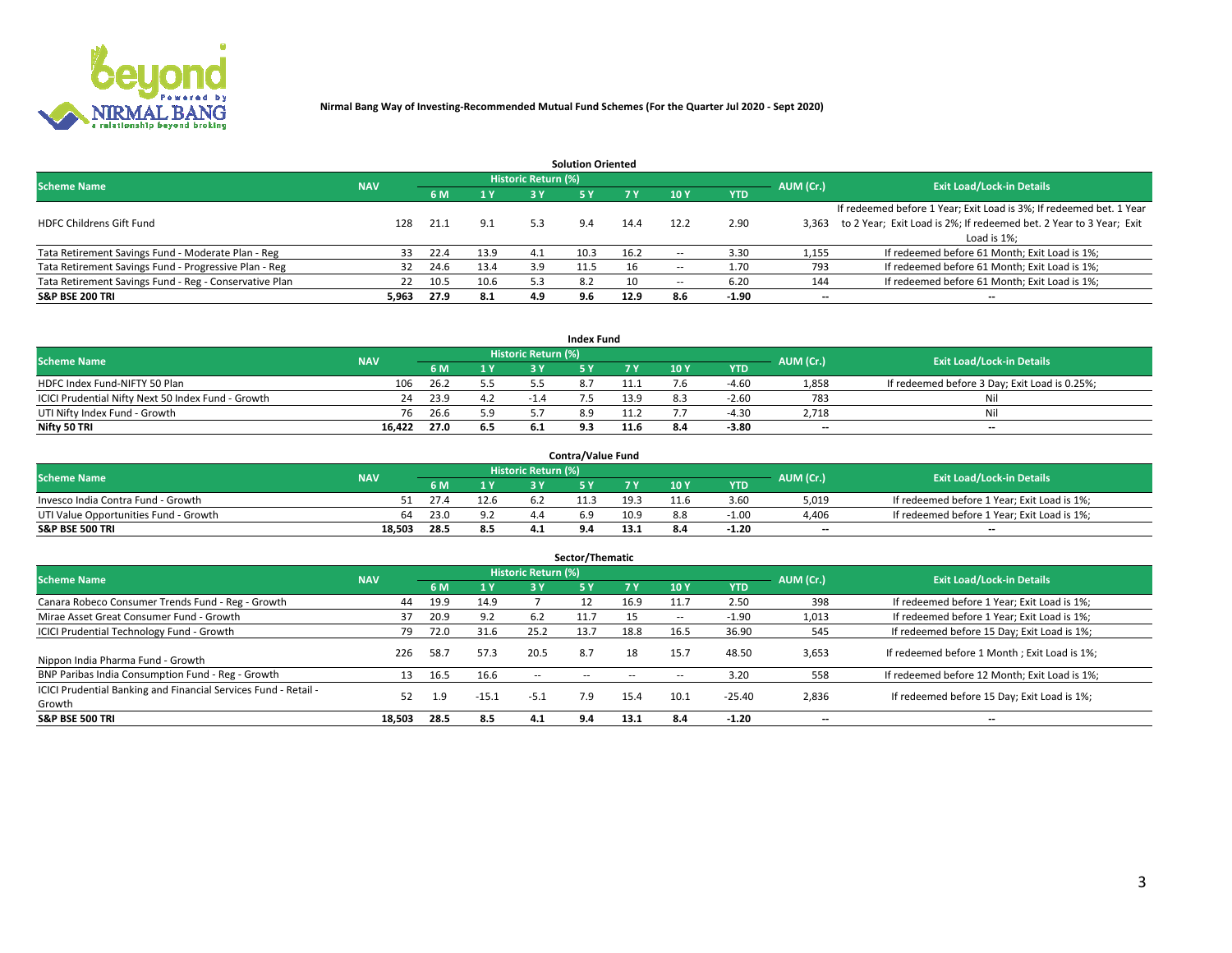**Nirmal Bang Way of Investing-Recommended Mutual Fund Schemes (For the Quarter Jul 2020 - Sept 2020)**

## Solution Oriented

| Scheme Name | NAV | Historic Return (%) | | | | | | | AUM (Cr.) | Exit Load/Lock-in Details |
|---|---|---|---|---|---|---|---|---|---|---|
| | | 6 M | 1 Y | 3 Y | 5 Y | 7 Y | 10 Y | YTD | | |
| HDFC Childrens Gift Fund | 128 | 21.1 | 9.1 | 5.3 | 9.4 | 14.4 | 12.2 | 2.90 | 3,363 | If redeemed before 1 Year; Exit Load is 3%; If redeemed bet. 1 Year to 2 Year; Exit Load is 2%; If redeemed bet. 2 Year to 3 Year; Exit Load is 1%; |
| Tata Retirement Savings Fund - Moderate Plan - Reg | 33 | 22.4 | 13.9 | 4.1 | 10.3 | 16.2 | -- | 3.30 | 1,155 | If redeemed before 61 Month; Exit Load is 1%; |
| Tata Retirement Savings Fund - Progressive Plan - Reg | 32 | 24.6 | 13.4 | 3.9 | 11.5 | 16 | -- | 1.70 | 793 | If redeemed before 61 Month; Exit Load is 1%; |
| Tata Retirement Savings Fund - Reg - Conservative Plan | 22 | 10.5 | 10.6 | 5.3 | 8.2 | 10 | -- | 6.20 | 144 | If redeemed before 61 Month; Exit Load is 1%; |
| **S&P BSE 200 TRI** | **5,963** | **27.9** | **8.1** | **4.9** | **9.6** | **12.9** | **8.6** | **-1.90** | **--** | **--** |

## Index Fund

| Scheme Name | NAV | Historic Return (%) | | | | | | | AUM (Cr.) | Exit Load/Lock-in Details |
|---|---|---|---|---|---|---|---|---|---|---|
| | | 6 M | 1 Y | 3 Y | 5 Y | 7 Y | 10 Y | YTD | | |
| HDFC Index Fund-NIFTY 50 Plan | 106 | 26.2 | 5.5 | 5.5 | 8.7 | 11.1 | 7.6 | -4.60 | 1,858 | If redeemed before 3 Day; Exit Load is 0.25%; |
| ICICI Prudential Nifty Next 50 Index Fund - Growth | 24 | 23.9 | 4.2 | -1.4 | 7.5 | 13.9 | 8.3 | -2.60 | 783 | Nil |
| UTI Nifty Index Fund - Growth | 76 | 26.6 | 5.9 | 5.7 | 8.9 | 11.2 | 7.7 | -4.30 | 2,718 | Nil |
| **Nifty 50 TRI** | **16,422** | **27.0** | **6.5** | **6.1** | **9.3** | **11.6** | **8.4** | **-3.80** | **--** | **--** |

## Contra/Value Fund

| Scheme Name | NAV | Historic Return (%) | | | | | | | AUM (Cr.) | Exit Load/Lock-in Details |
|---|---|---|---|---|---|---|---|---|---|---|
| | | 6 M | 1 Y | 3 Y | 5 Y | 7 Y | 10 Y | YTD | | |
| Invesco India Contra Fund - Growth | 51 | 27.4 | 12.6 | 6.2 | 11.3 | 19.3 | 11.6 | 3.60 | 5,019 | If redeemed before 1 Year; Exit Load is 1%; |
| UTI Value Opportunities Fund - Growth | 64 | 23.0 | 9.2 | 4.4 | 6.9 | 10.9 | 8.8 | -1.00 | 4,406 | If redeemed before 1 Year; Exit Load is 1%; |
| **S&P BSE 500 TRI** | **18,503** | **28.5** | **8.5** | **4.1** | **9.4** | **13.1** | **8.4** | **-1.20** | **--** | **--** |

## Sector/Thematic

| Scheme Name | NAV | Historic Return (%) | | | | | | | AUM (Cr.) | Exit Load/Lock-in Details |
|---|---|---|---|---|---|---|---|---|---|---|
| | | 6 M | 1 Y | 3 Y | 5 Y | 7 Y | 10 Y | YTD | | |
| Canara Robeco Consumer Trends Fund - Reg - Growth | 44 | 19.9 | 14.9 | 7 | 12 | 16.9 | 11.7 | 2.50 | 398 | If redeemed before 1 Year; Exit Load is 1%; |
| Mirae Asset Great Consumer Fund - Growth | 37 | 20.9 | 9.2 | 6.2 | 11.7 | 15 | -- | -1.90 | 1,013 | If redeemed before 1 Year; Exit Load is 1%; |
| ICICI Prudential Technology Fund - Growth | 79 | 72.0 | 31.6 | 25.2 | 13.7 | 18.8 | 16.5 | 36.90 | 545 | If redeemed before 15 Day; Exit Load is 1%; |
| Nippon India Pharma Fund - Growth | 226 | 58.7 | 57.3 | 20.5 | 8.7 | 18 | 15.7 | 48.50 | 3,653 | If redeemed before 1 Month ; Exit Load is 1%; |
| BNP Paribas India Consumption Fund - Reg - Growth | 13 | 16.5 | 16.6 | -- | -- | -- | -- | 3.20 | 558 | If redeemed before 12 Month; Exit Load is 1%; |
| ICICI Prudential Banking and Financial Services Fund - Retail - Growth | 52 | 1.9 | -15.1 | -5.1 | 7.9 | 15.4 | 10.1 | -25.40 | 2,836 | If redeemed before 15 Day; Exit Load is 1%; |
| **S&P BSE 500 TRI** | **18,503** | **28.5** | **8.5** | **4.1** | **9.4** | **13.1** | **8.4** | **-1.20** | **--** | **--** |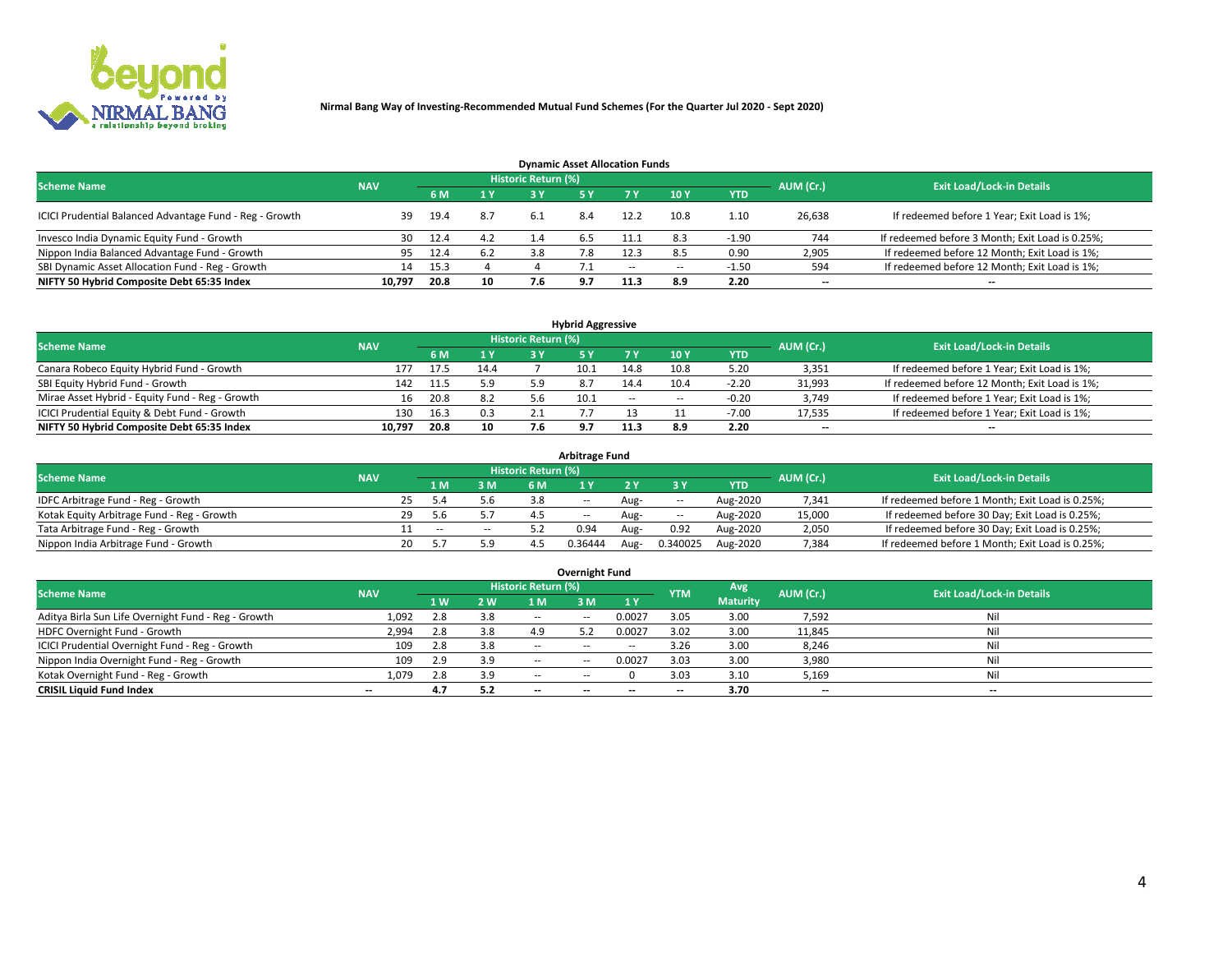Nirmal Bang Way of Investing-Recommended Mutual Fund Schemes (For the Quarter Jul 2020 - Sept 2020)

## Dynamic Asset Allocation Funds

| Scheme Name | NAV | Historic Return (%) | | | | | | | AUM (Cr.) | Exit Load/Lock-in Details |
|---|---|---|---|---|---|---|---|---|---|---|
| | | 6 M | 1 Y | 3 Y | 5 Y | 7 Y | 10 Y | YTD | | |
| ICICI Prudential Balanced Advantage Fund - Reg - Growth | 39 | 19.4 | 8.7 | 6.1 | 8.4 | 12.2 | 10.8 | 1.10 | 26,638 | If redeemed before 1 Year; Exit Load is 1%; |
| Invesco India Dynamic Equity Fund - Growth | 30 | 12.4 | 4.2 | 1.4 | 6.5 | 11.1 | 8.3 | -1.90 | 744 | If redeemed before 3 Month; Exit Load is 0.25%; |
| Nippon India Balanced Advantage Fund - Growth | 95 | 12.4 | 6.2 | 3.8 | 7.8 | 12.3 | 8.5 | 0.90 | 2,905 | If redeemed before 12 Month; Exit Load is 1%; |
| SBI Dynamic Asset Allocation Fund - Reg - Growth | 14 | 15.3 | 4 | 4 | 7.1 | -- | -- | -1.50 | 594 | If redeemed before 12 Month; Exit Load is 1%; |
| **NIFTY 50 Hybrid Composite Debt 65:35 Index** | **10,797** | **20.8** | **10** | **7.6** | **9.7** | **11.3** | **8.9** | **2.20** | **--** | **--** |

## Hybrid Aggressive

| Scheme Name | NAV | Historic Return (%) | | | | | | | AUM (Cr.) | Exit Load/Lock-in Details |
|---|---|---|---|---|---|---|---|---|---|---|
| | | 6 M | 1 Y | 3 Y | 5 Y | 7 Y | 10 Y | YTD | | |
| Canara Robeco Equity Hybrid Fund - Growth | 177 | 17.5 | 14.4 | 7 | 10.1 | 14.8 | 10.8 | 5.20 | 3,351 | If redeemed before 1 Year; Exit Load is 1%; |
| SBI Equity Hybrid Fund - Growth | 142 | 11.5 | 5.9 | 5.9 | 8.7 | 14.4 | 10.4 | -2.20 | 31,993 | If redeemed before 12 Month; Exit Load is 1%; |
| Mirae Asset Hybrid - Equity Fund - Reg - Growth | 16 | 20.8 | 8.2 | 5.6 | 10.1 | -- | -- | -0.20 | 3,749 | If redeemed before 1 Year; Exit Load is 1%; |
| ICICI Prudential Equity & Debt Fund - Growth | 130 | 16.3 | 0.3 | 2.1 | 7.7 | 13 | 11 | -7.00 | 17,535 | If redeemed before 1 Year; Exit Load is 1%; |
| **NIFTY 50 Hybrid Composite Debt 65:35 Index** | **10,797** | **20.8** | **10** | **7.6** | **9.7** | **11.3** | **8.9** | **2.20** | **--** | **--** |

## Arbitrage Fund

| Scheme Name | NAV | Historic Return (%) | | | | | | | AUM (Cr.) | Exit Load/Lock-in Details |
|---|---|---|---|---|---|---|---|---|---|---|
| | | 1 M | 3 M | 6 M | 1 Y | 2 Y | 3 Y | YTD | | |
| IDFC Arbitrage Fund - Reg - Growth | 25 | 5.4 | 5.6 | 3.8 | -- | Aug- | -- | Aug-2020 | 7,341 | If redeemed before 1 Month; Exit Load is 0.25%; |
| Kotak Equity Arbitrage Fund - Reg - Growth | 29 | 5.6 | 5.7 | 4.5 | -- | Aug- | -- | Aug-2020 | 15,000 | If redeemed before 30 Day; Exit Load is 0.25%; |
| Tata Arbitrage Fund - Reg - Growth | 11 | -- | -- | 5.2 | 0.94 | Aug- | 0.92 | Aug-2020 | 2,050 | If redeemed before 30 Day; Exit Load is 0.25%; |
| Nippon India Arbitrage Fund - Growth | 20 | 5.7 | 5.9 | 4.5 | 0.36444 | Aug- | 0.340025 | Aug-2020 | 7,384 | If redeemed before 1 Month; Exit Load is 0.25%; |

## Overnight Fund

| Scheme Name | NAV | Historic Return (%) | | | | | YTM | Avg Maturity | AUM (Cr.) | Exit Load/Lock-in Details |
|---|---|---|---|---|---|---|---|---|---|---|
| | | 1 W | 2 W | 1 M | 3 M | 1 Y | | | | |
| Aditya Birla Sun Life Overnight Fund - Reg - Growth | 1,092 | 2.8 | 3.8 | -- | -- | 0.0027 | 3.05 | 3.00 | 7,592 | Nil |
| HDFC Overnight Fund - Growth | 2,994 | 2.8 | 3.8 | 4.9 | 5.2 | 0.0027 | 3.02 | 3.00 | 11,845 | Nil |
| ICICI Prudential Overnight Fund - Reg - Growth | 109 | 2.8 | 3.8 | -- | -- | -- | 3.26 | 3.00 | 8,246 | Nil |
| Nippon India Overnight Fund - Reg - Growth | 109 | 2.9 | 3.9 | -- | -- | 0.0027 | 3.03 | 3.00 | 3,980 | Nil |
| Kotak Overnight Fund - Reg - Growth | 1,079 | 2.8 | 3.9 | -- | -- | 0 | 3.03 | 3.10 | 5,169 | Nil |
| **CRISIL Liquid Fund Index** | **--** | **4.7** | **5.2** | **--** | **--** | **--** | **--** | **3.70** | **--** | **--** |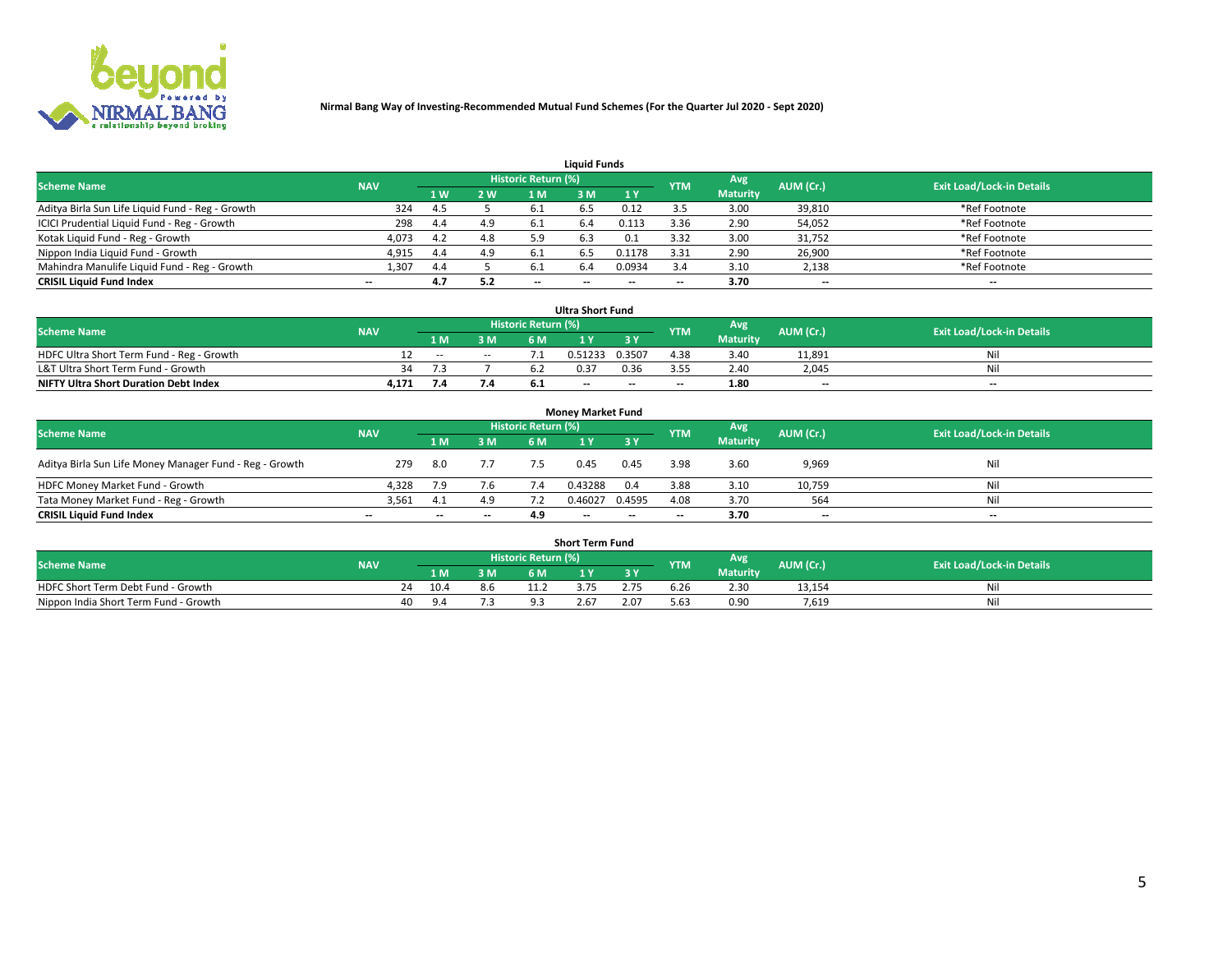**Nirmal Bang Way of Investing-Recommended Mutual Fund Schemes (For the Quarter Jul 2020 - Sept 2020)**

### Liquid Funds

| Scheme Name | NAV | Historic Return (%) | | | | | YTM | Avg Maturity | AUM (Cr.) | Exit Load/Lock-in Details |
|---|---|---|---|---|---|---|---|---|---|---|
| | | 1 W | 2 W | 1 M | 3 M | 1 Y | | | | |
| Aditya Birla Sun Life Liquid Fund - Reg - Growth | 324 | 4.5 | 5 | 6.1 | 6.5 | 0.12 | 3.5 | 3.00 | 39,810 | *Ref Footnote |
| ICICI Prudential Liquid Fund - Reg - Growth | 298 | 4.4 | 4.9 | 6.1 | 6.4 | 0.113 | 3.36 | 2.90 | 54,052 | *Ref Footnote |
| Kotak Liquid Fund - Reg - Growth | 4,073 | 4.2 | 4.8 | 5.9 | 6.3 | 0.1 | 3.32 | 3.00 | 31,752 | *Ref Footnote |
| Nippon India Liquid Fund - Growth | 4,915 | 4.4 | 4.9 | 6.1 | 6.5 | 0.1178 | 3.31 | 2.90 | 26,900 | *Ref Footnote |
| Mahindra Manulife Liquid Fund - Reg - Growth | 1,307 | 4.4 | 5 | 6.1 | 6.4 | 0.0934 | 3.4 | 3.10 | 2,138 | *Ref Footnote |
| **CRISIL Liquid Fund Index** | -- | **4.7** | **5.2** | -- | -- | -- | -- | **3.70** | -- | -- |

### Ultra Short Fund

| Scheme Name | NAV | Historic Return (%) | | | | | YTM | Avg Maturity | AUM (Cr.) | Exit Load/Lock-in Details |
|---|---|---|---|---|---|---|---|---|---|---|
| | | 1 M | 3 M | 6 M | 1 Y | 3 Y | | | | |
| HDFC Ultra Short Term Fund - Reg - Growth | 12 | -- | -- | 7.1 | 0.51233 | 0.3507 | 4.38 | 3.40 | 11,891 | Nil |
| L&T Ultra Short Term Fund - Growth | 34 | 7.3 | 7 | 6.2 | 0.37 | 0.36 | 3.55 | 2.40 | 2,045 | Nil |
| **NIFTY Ultra Short Duration Debt Index** | **4,171** | **7.4** | **7.4** | **6.1** | -- | -- | -- | **1.80** | -- | -- |

### Money Market Fund

| Scheme Name | NAV | Historic Return (%) | | | | | YTM | Avg Maturity | AUM (Cr.) | Exit Load/Lock-in Details |
|---|---|---|---|---|---|---|---|---|---|---|
| | | 1 M | 3 M | 6 M | 1 Y | 3 Y | | | | |
| Aditya Birla Sun Life Money Manager Fund - Reg - Growth | 279 | 8.0 | 7.7 | 7.5 | 0.45 | 0.45 | 3.98 | 3.60 | 9,969 | Nil |
| HDFC Money Market Fund - Growth | 4,328 | 7.9 | 7.6 | 7.4 | 0.43288 | 0.4 | 3.88 | 3.10 | 10,759 | Nil |
| Tata Money Market Fund - Reg - Growth | 3,561 | 4.1 | 4.9 | 7.2 | 0.46027 | 0.4595 | 4.08 | 3.70 | 564 | Nil |
| **CRISIL Liquid Fund Index** | -- | -- | -- | **4.9** | -- | -- | -- | **3.70** | -- | -- |

### Short Term Fund

| Scheme Name | NAV | Historic Return (%) | | | | | YTM | Avg Maturity | AUM (Cr.) | Exit Load/Lock-in Details |
|---|---|---|---|---|---|---|---|---|---|---|
| | | 1 M | 3 M | 6 M | 1 Y | 3 Y | | | | |
| HDFC Short Term Debt Fund - Growth | 24 | 10.4 | 8.6 | 11.2 | 3.75 | 2.75 | 6.26 | 2.30 | 13,154 | Nil |
| Nippon India Short Term Fund - Growth | 40 | 9.4 | 7.3 | 9.3 | 2.67 | 2.07 | 5.63 | 0.90 | 7,619 | Nil |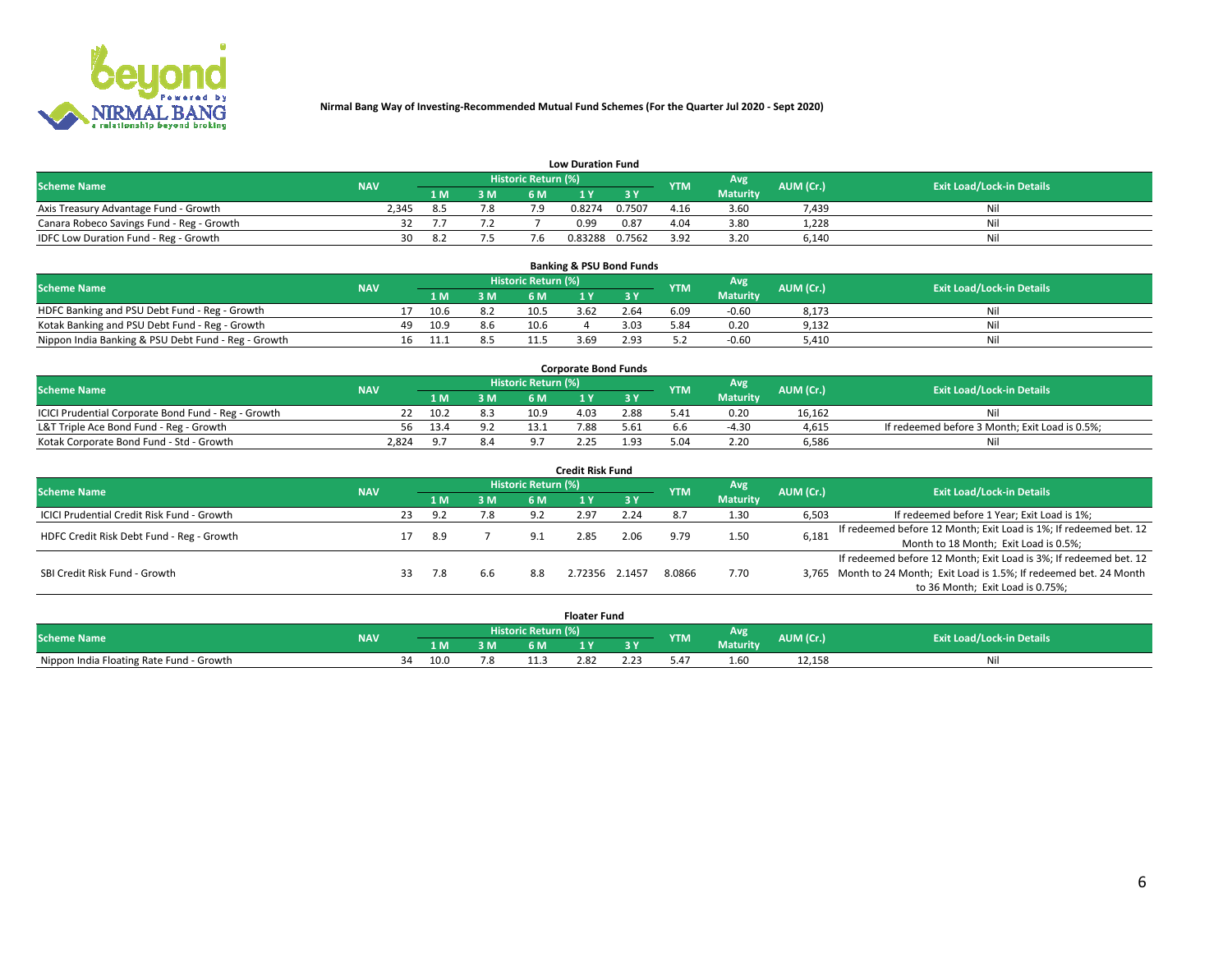**Nirmal Bang Way of Investing-Recommended Mutual Fund Schemes (For the Quarter Jul 2020 - Sept 2020)**

### Low Duration Fund

| Scheme Name | NAV | Historic Return (%) | | | | | YTM | Avg Maturity | AUM (Cr.) | Exit Load/Lock-in Details |
|---|---|---|---|---|---|---|---|---|---|---|
| | | 1 M | 3 M | 6 M | 1 Y | 3 Y | | | | |
| Axis Treasury Advantage Fund - Growth | 2,345 | 8.5 | 7.8 | 7.9 | 0.8274 | 0.7507 | 4.16 | 3.60 | 7,439 | Nil |
| Canara Robeco Savings Fund - Reg - Growth | 32 | 7.7 | 7.2 | 7 | 0.99 | 0.87 | 4.04 | 3.80 | 1,228 | Nil |
| IDFC Low Duration Fund - Reg - Growth | 30 | 8.2 | 7.5 | 7.6 | 0.83288 | 0.7562 | 3.92 | 3.20 | 6,140 | Nil |

### Banking & PSU Bond Funds

| Scheme Name | NAV | Historic Return (%) | | | | | YTM | Avg Maturity | AUM (Cr.) | Exit Load/Lock-in Details |
|---|---|---|---|---|---|---|---|---|---|---|
| | | 1 M | 3 M | 6 M | 1 Y | 3 Y | | | | |
| HDFC Banking and PSU Debt Fund - Reg - Growth | 17 | 10.6 | 8.2 | 10.5 | 3.62 | 2.64 | 6.09 | -0.60 | 8,173 | Nil |
| Kotak Banking and PSU Debt Fund - Reg - Growth | 49 | 10.9 | 8.6 | 10.6 | 4 | 3.03 | 5.84 | 0.20 | 9,132 | Nil |
| Nippon India Banking & PSU Debt Fund - Reg - Growth | 16 | 11.1 | 8.5 | 11.5 | 3.69 | 2.93 | 5.2 | -0.60 | 5,410 | Nil |

### Corporate Bond Funds

| Scheme Name | NAV | Historic Return (%) | | | | | YTM | Avg Maturity | AUM (Cr.) | Exit Load/Lock-in Details |
|---|---|---|---|---|---|---|---|---|---|---|
| | | 1 M | 3 M | 6 M | 1 Y | 3 Y | | | | |
| ICICI Prudential Corporate Bond Fund - Reg - Growth | 22 | 10.2 | 8.3 | 10.9 | 4.03 | 2.88 | 5.41 | 0.20 | 16,162 | Nil |
| L&T Triple Ace Bond Fund - Reg - Growth | 56 | 13.4 | 9.2 | 13.1 | 7.88 | 5.61 | 6.6 | -4.30 | 4,615 | If redeemed before 3 Month; Exit Load is 0.5%; |
| Kotak Corporate Bond Fund - Std - Growth | 2,824 | 9.7 | 8.4 | 9.7 | 2.25 | 1.93 | 5.04 | 2.20 | 6,586 | Nil |

### Credit Risk Fund

| Scheme Name | NAV | Historic Return (%) | | | | | YTM | Avg Maturity | AUM (Cr.) | Exit Load/Lock-in Details |
|---|---|---|---|---|---|---|---|---|---|---|
| | | 1 M | 3 M | 6 M | 1 Y | 3 Y | | | | |
| ICICI Prudential Credit Risk Fund - Growth | 23 | 9.2 | 7.8 | 9.2 | 2.97 | 2.24 | 8.7 | 1.30 | 6,503 | If redeemed before 1 Year; Exit Load is 1%; |
| HDFC Credit Risk Debt Fund - Reg - Growth | 17 | 8.9 | 7 | 9.1 | 2.85 | 2.06 | 9.79 | 1.50 | 6,181 | If redeemed before 12 Month; Exit Load is 1%; If redeemed bet. 12 Month to 18 Month; Exit Load is 0.5%; |
| SBI Credit Risk Fund - Growth | 33 | 7.8 | 6.6 | 8.8 | 2.72356 | 2.1457 | 8.0866 | 7.70 | 3,765 | If redeemed before 12 Month; Exit Load is 3%; If redeemed bet. 12 Month to 24 Month; Exit Load is 1.5%; If redeemed bet. 24 Month to 36 Month; Exit Load is 0.75%; |

### Floater Fund

| Scheme Name | NAV | Historic Return (%) | | | | | YTM | Avg Maturity | AUM (Cr.) | Exit Load/Lock-in Details |
|---|---|---|---|---|---|---|---|---|---|---|
| | | 1 M | 3 M | 6 M | 1 Y | 3 Y | | | | |
| Nippon India Floating Rate Fund - Growth | 34 | 10.0 | 7.8 | 11.3 | 2.82 | 2.23 | 5.47 | 1.60 | 12,158 | Nil |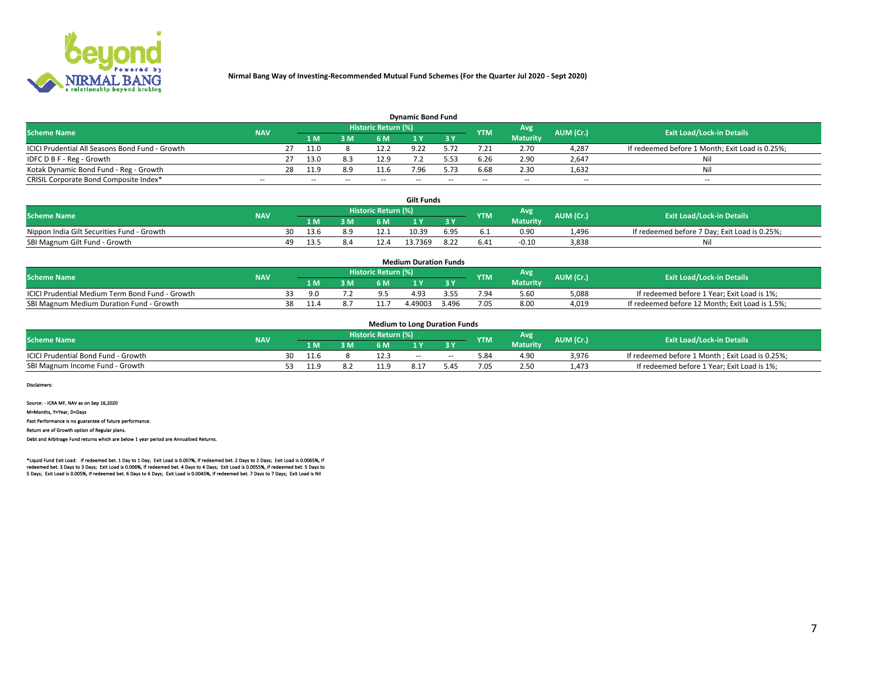**Nirmal Bang Way of Investing-Recommended Mutual Fund Schemes (For the Quarter Jul 2020 - Sept 2020)**

### Dynamic Bond Fund

| Scheme Name | NAV | Historic Return (%) | | | | | YTM | Avg Maturity | AUM (Cr.) | Exit Load/Lock-in Details |
|---|---|---|---|---|---|---|---|---|---|---|
| | | 1 M | 3 M | 6 M | 1 Y | 3 Y | | | | |
| ICICI Prudential All Seasons Bond Fund - Growth | 27 | 11.0 | 8 | 12.2 | 9.22 | 5.72 | 7.21 | 2.70 | 4,287 | If redeemed before 1 Month; Exit Load is 0.25%; |
| IDFC D B F - Reg - Growth | 27 | 13.0 | 8.3 | 12.9 | 7.2 | 5.53 | 6.26 | 2.90 | 2,647 | Nil |
| Kotak Dynamic Bond Fund - Reg - Growth | 28 | 11.9 | 8.9 | 11.6 | 7.96 | 5.73 | 6.68 | 2.30 | 1,632 | Nil |
| CRISIL Corporate Bond Composite Index* | -- | -- | -- | -- | -- | -- | -- | -- | -- | -- |

### Gilt Funds

| Scheme Name | NAV | Historic Return (%) | | | | | YTM | Avg Maturity | AUM (Cr.) | Exit Load/Lock-in Details |
|---|---|---|---|---|---|---|---|---|---|---|
| | | 1 M | 3 M | 6 M | 1 Y | 3 Y | | | | |
| Nippon India Gilt Securities Fund - Growth | 30 | 13.6 | 8.9 | 12.1 | 10.39 | 6.95 | 6.1 | 0.90 | 1,496 | If redeemed before 7 Day; Exit Load is 0.25%; |
| SBI Magnum Gilt Fund - Growth | 49 | 13.5 | 8.4 | 12.4 | 13.7369 | 8.22 | 6.41 | -0.10 | 3,838 | Nil |

### Medium Duration Funds

| Scheme Name | NAV | Historic Return (%) | | | | | YTM | Avg Maturity | AUM (Cr.) | Exit Load/Lock-in Details |
|---|---|---|---|---|---|---|---|---|---|---|
| | | 1 M | 3 M | 6 M | 1 Y | 3 Y | | | | |
| ICICI Prudential Medium Term Bond Fund - Growth | 33 | 9.0 | 7.2 | 9.5 | 4.93 | 3.55 | 7.94 | 5.60 | 5,088 | If redeemed before 1 Year; Exit Load is 1%; |
| SBI Magnum Medium Duration Fund - Growth | 38 | 11.4 | 8.7 | 11.7 | 4.49003 | 3.496 | 7.05 | 8.00 | 4,019 | If redeemed before 12 Month; Exit Load is 1.5%; |

### Medium to Long Duration Funds

| Scheme Name | NAV | Historic Return (%) | | | | | YTM | Avg Maturity | AUM (Cr.) | Exit Load/Lock-in Details |
|---|---|---|---|---|---|---|---|---|---|---|
| | | 1 M | 3 M | 6 M | 1 Y | 3 Y | | | | |
| ICICI Prudential Bond Fund - Growth | 30 | 11.6 | 8 | 12.3 | -- | -- | 5.84 | 4.90 | 3,976 | If redeemed before 1 Month ; Exit Load is 0.25%; |
| SBI Magnum Income Fund - Growth | 53 | 11.9 | 8.2 | 11.9 | 8.17 | 5.45 | 7.05 | 2.50 | 1,473 | If redeemed before 1 Year; Exit Load is 1%; |

Disclaimers:

Source: - ICRA MF, NAV as on Sep 16,2020

M=Months, Y=Year, D=Days

Past Performance is no guarantee of future performance.

Return are of Growth option of Regular plans.

Debt and Arbitrage Fund returns which are below 1 year period are Annualized Returns.

*Liquid Fund Exit Load: If redeemed bet. 1 Day to 1 Day; Exit Load is 0.007%, If redeemed bet. 2 Days to 2 Days; Exit Load is 0.0065%, If redeemed bet. 3 Days to 3 Days; Exit Load is 0.006%, If redeemed bet. 4 Days to 4 Days; Exit Load is 0.0055%, If redeemed bet. 5 Days to 5 Days; Exit Load is 0.005%, If redeemed bet. 6 Days to 6 Days; Exit Load is 0.0045%, If redeemed bet. 7 Days to 7 Days; Exit Load is Nil